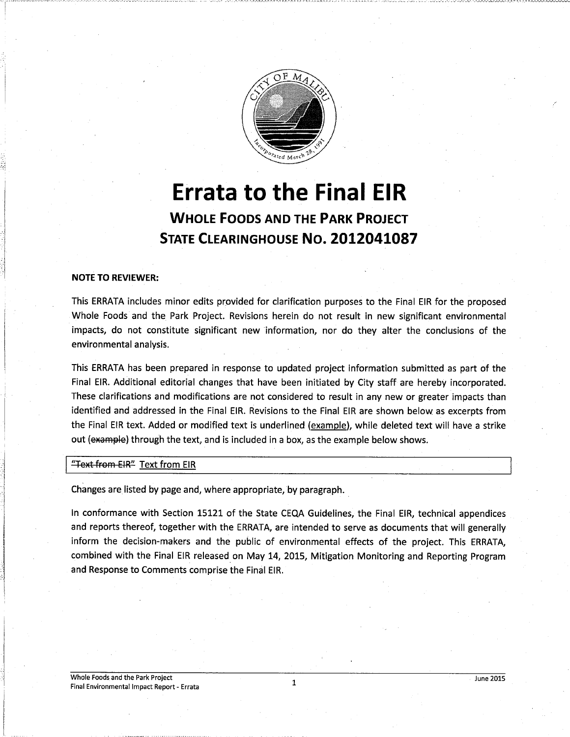# Errata to the Final EIR

## Whole Foods and the Park Project
## State Clearinghouse No. 2012041087

**NOTE TO REVIEWER:**

This ERRATA includes minor edits provided for clarification purposes to the Final EIR for the proposed Whole Foods and the Park Project. Revisions herein do not result in new significant environmental impacts, do not constitute significant new information, nor do they alter the conclusions of the environmental analysis.

This ERRATA has been prepared in response to updated project information submitted as part of the Final EIR. Additional editorial changes that have been initiated by City staff are hereby incorporated. These clarifications and modifications are not considered to result in any new or greater impacts than identified and addressed in the Final EIR. Revisions to the Final EIR are shown below as excerpts from the Final EIR text. Added or modified text is underlined (<u>example</u>), while deleted text will have a strike out (~~example~~) through the text, and is included in a box, as the example below shows.

| ~~"Text from EIR"~~ <u>Text from EIR</u> |
| --- |

Changes are listed by page and, where appropriate, by paragraph.

In conformance with Section 15121 of the State CEQA Guidelines, the Final EIR, technical appendices and reports thereof, together with the ERRATA, are intended to serve as documents that will generally inform the decision-makers and the public of environmental effects of the project. This ERRATA, combined with the Final EIR released on May 14, 2015, Mitigation Monitoring and Reporting Program and Response to Comments comprise the Final EIR.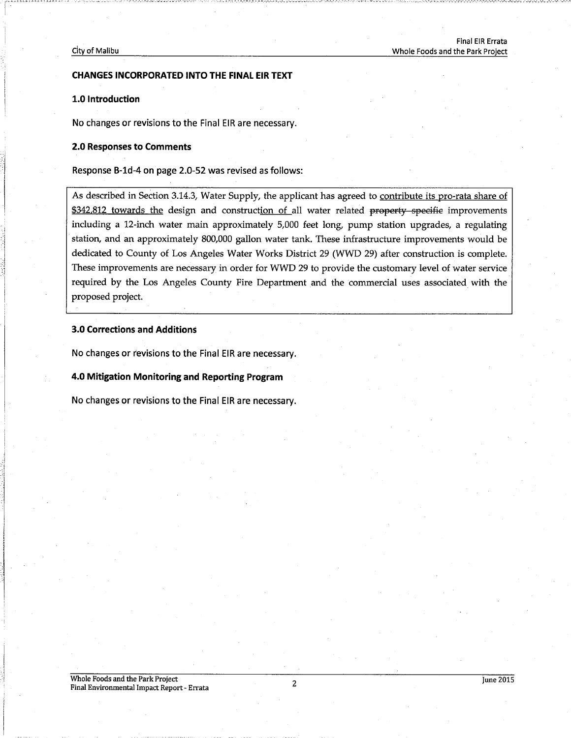## CHANGES INCORPORATED INTO THE FINAL EIR TEXT

### 1.0 Introduction

No changes or revisions to the Final EIR are necessary.

### 2.0 Responses to Comments

Response B-1d-4 on page 2.0-52 was revised as follows:

> As described in Section 3.14.3, Water Supply, the applicant has agreed to <u>contribute its pro-rata share of $342,812 towards the</u> design and construct<u>ion of</u> all water related ~~property specific~~ improvements including a 12-inch water main approximately 5,000 feet long, pump station upgrades, a regulating station, and an approximately 800,000 gallon water tank. These infrastructure improvements would be dedicated to County of Los Angeles Water Works District 29 (WWD 29) after construction is complete. These improvements are necessary in order for WWD 29 to provide the customary level of water service required by the Los Angeles County Fire Department and the commercial uses associated with the proposed project.

### 3.0 Corrections and Additions

No changes or revisions to the Final EIR are necessary.

### 4.0 Mitigation Monitoring and Reporting Program

No changes or revisions to the Final EIR are necessary.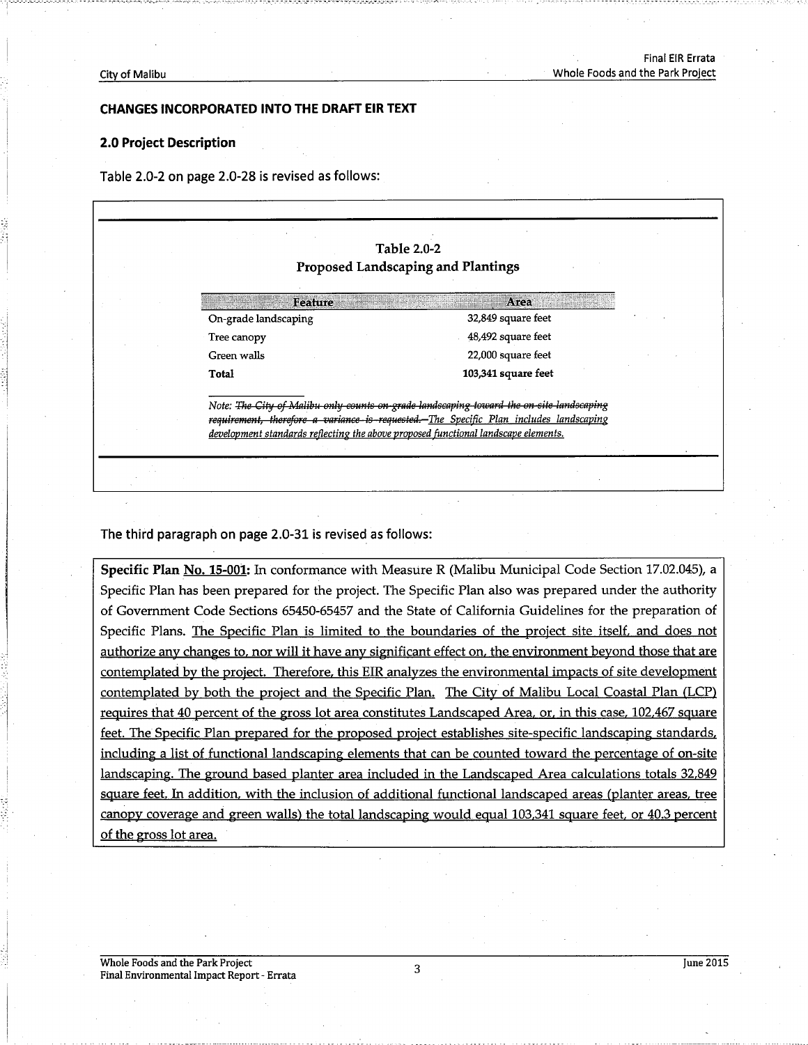## CHANGES INCORPORATED INTO THE DRAFT EIR TEXT

### 2.0 Project Description

Table 2.0-2 on page 2.0-28 is revised as follows:

**Table 2.0-2**
**Proposed Landscaping and Plantings**

| Feature | Area |
|---|---|
| On-grade landscaping | 32,849 square feet |
| Tree canopy | 48,492 square feet |
| Green walls | 22,000 square feet |
| **Total** | **103,341 square feet** |

*Note: ~~The City of Malibu only counts on-grade landscaping toward the on-site landscaping requirement, therefore a variance is requested.~~ <u>The Specific Plan includes landscaping development standards reflecting the above proposed functional landscape elements.</u>*

The third paragraph on page 2.0-31 is revised as follows:

**Specific Plan <u>No. 15-001</u>:** In conformance with Measure R (Malibu Municipal Code Section 17.02.045), a Specific Plan has been prepared for the project. The Specific Plan also was prepared under the authority of Government Code Sections 65450-65457 and the State of California Guidelines for the preparation of Specific Plans. <u>The Specific Plan is limited to the boundaries of the project site itself, and does not authorize any changes to, nor will it have any significant effect on, the environment beyond those that are contemplated by the project. Therefore, this EIR analyzes the environmental impacts of site development contemplated by both the project and the Specific Plan. The City of Malibu Local Coastal Plan (LCP) requires that 40 percent of the gross lot area constitutes Landscaped Area, or, in this case, 102,467 square feet. The Specific Plan prepared for the proposed project establishes site-specific landscaping standards, including a list of functional landscaping elements that can be counted toward the percentage of on-site landscaping. The ground based planter area included in the Landscaped Area calculations totals 32,849 square feet. In addition, with the inclusion of additional functional landscaped areas (planter areas, tree canopy coverage and green walls) the total landscaping would equal 103,341 square feet, or 40.3 percent of the gross lot area.</u>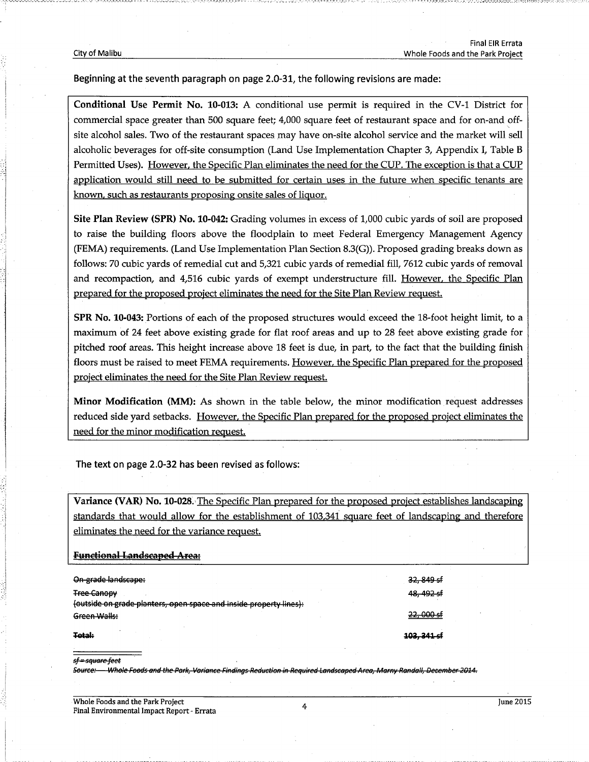Beginning at the seventh paragraph on page 2.0-31, the following revisions are made:

**Conditional Use Permit No. 10-013:** A conditional use permit is required in the CV-1 District for commercial space greater than 500 square feet; 4,000 square feet of restaurant space and for on-and off-site alcohol sales. Two of the restaurant spaces may have on-site alcohol service and the market will sell alcoholic beverages for off-site consumption (Land Use Implementation Chapter 3, Appendix I, Table B Permitted Uses). <u>However, the Specific Plan eliminates the need for the CUP. The exception is that a CUP application would still need to be submitted for certain uses in the future when specific tenants are known, such as restaurants proposing onsite sales of liquor.</u>

**Site Plan Review (SPR) No. 10-042:** Grading volumes in excess of 1,000 cubic yards of soil are proposed to raise the building floors above the floodplain to meet Federal Emergency Management Agency (FEMA) requirements. (Land Use Implementation Plan Section 8.3(G)). Proposed grading breaks down as follows: 70 cubic yards of remedial cut and 5,321 cubic yards of remedial fill, 7612 cubic yards of removal and recompaction, and 4,516 cubic yards of exempt understructure fill. <u>However, the Specific Plan prepared for the proposed project eliminates the need for the Site Plan Review request.</u>

**SPR No. 10-043:** Portions of each of the proposed structures would exceed the 18-foot height limit, to a maximum of 24 feet above existing grade for flat roof areas and up to 28 feet above existing grade for pitched roof areas. This height increase above 18 feet is due, in part, to the fact that the building finish floors must be raised to meet FEMA requirements. <u>However, the Specific Plan prepared for the proposed project eliminates the need for the Site Plan Review request.</u>

**Minor Modification (MM):** As shown in the table below, the minor modification request addresses reduced side yard setbacks. <u>However, the Specific Plan prepared for the proposed project eliminates the need for the minor modification request.</u>

The text on page 2.0-32 has been revised as follows:

**Variance (VAR) No. 10-028.** <u>The Specific Plan prepared for the proposed project establishes landscaping standards that would allow for the establishment of 103,341 square feet of landscaping and therefore eliminates the need for the variance request.</u>

~~**Functional Landscaped Area:**~~

| | |
|---|---|
| ~~On-grade landscape:~~ | ~~32, 849 sf~~ |
| ~~Tree Canopy (outside on grade planters, open space and inside property lines):~~ | ~~48, 492 sf~~ |
| ~~Green Walls:~~ | ~~22, 000 sf~~ |
| ~~**Total:**~~ | ~~**103, 341 sf**~~ |

~~*sf = square feet*~~

~~*Source: Whole Foods and the Park, Variance Findings Reduction in Required Landscaped Area, Marny Randall, December 2014.*~~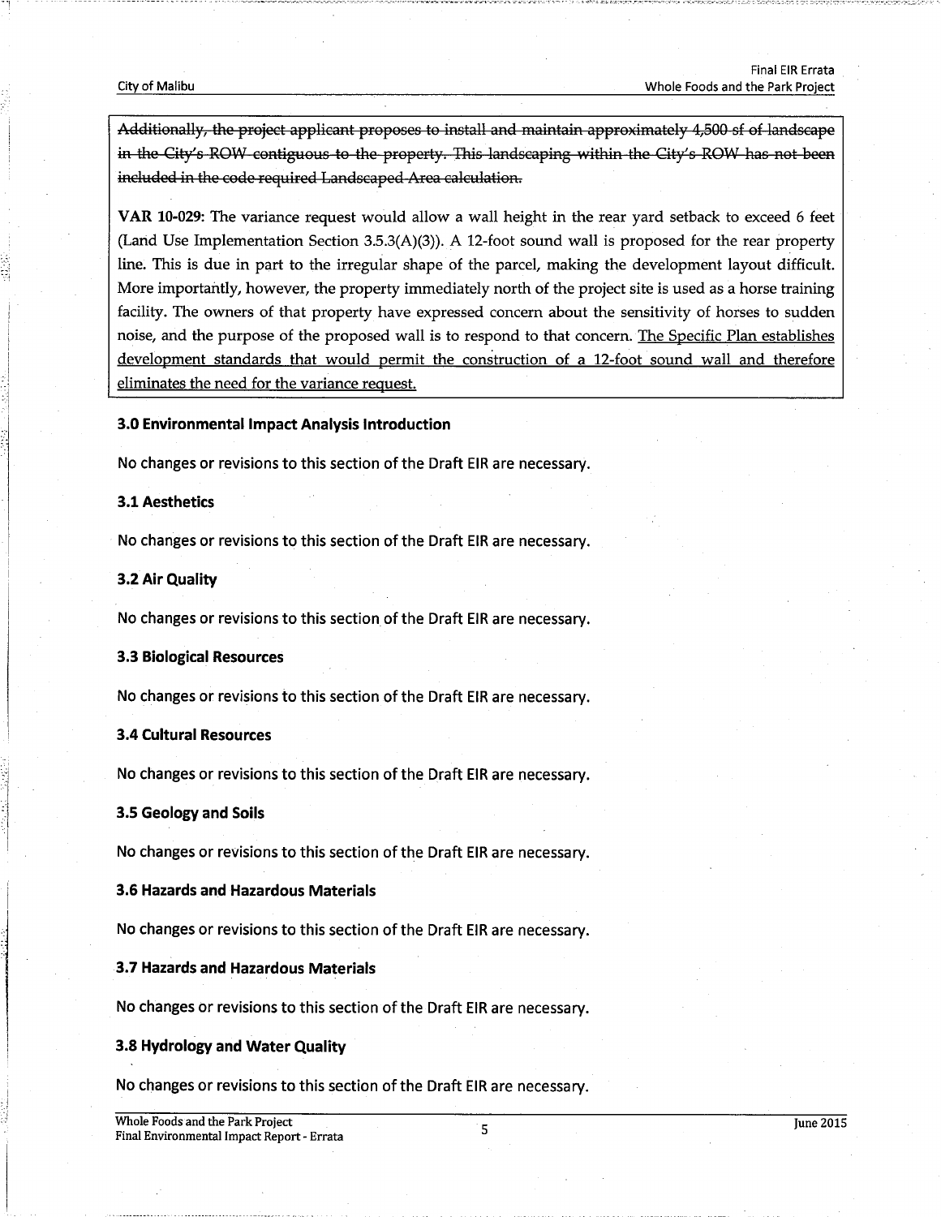~~Additionally, the project applicant proposes to install and maintain approximately 4,500 sf of landscape in the City's ROW contiguous to the property. This landscaping within the City's ROW has not been included in the code required Landscaped Area calculation.~~

**VAR 10-029:** The variance request would allow a wall height in the rear yard setback to exceed 6 feet (Land Use Implementation Section 3.5.3(A)(3)). A 12-foot sound wall is proposed for the rear property line. This is due in part to the irregular shape of the parcel, making the development layout difficult. More importantly, however, the property immediately north of the project site is used as a horse training facility. The owners of that property have expressed concern about the sensitivity of horses to sudden noise, and the purpose of the proposed wall is to respond to that concern. <u>The Specific Plan establishes development standards that would permit the construction of a 12-foot sound wall and therefore eliminates the need for the variance request.</u>

### 3.0 Environmental Impact Analysis Introduction

No changes or revisions to this section of the Draft EIR are necessary.

### 3.1 Aesthetics

No changes or revisions to this section of the Draft EIR are necessary.

### 3.2 Air Quality

No changes or revisions to this section of the Draft EIR are necessary.

### 3.3 Biological Resources

No changes or revisions to this section of the Draft EIR are necessary.

### 3.4 Cultural Resources

No changes or revisions to this section of the Draft EIR are necessary.

### 3.5 Geology and Soils

No changes or revisions to this section of the Draft EIR are necessary.

### 3.6 Hazards and Hazardous Materials

No changes or revisions to this section of the Draft EIR are necessary.

### 3.7 Hazards and Hazardous Materials

No changes or revisions to this section of the Draft EIR are necessary.

### 3.8 Hydrology and Water Quality

No changes or revisions to this section of the Draft EIR are necessary.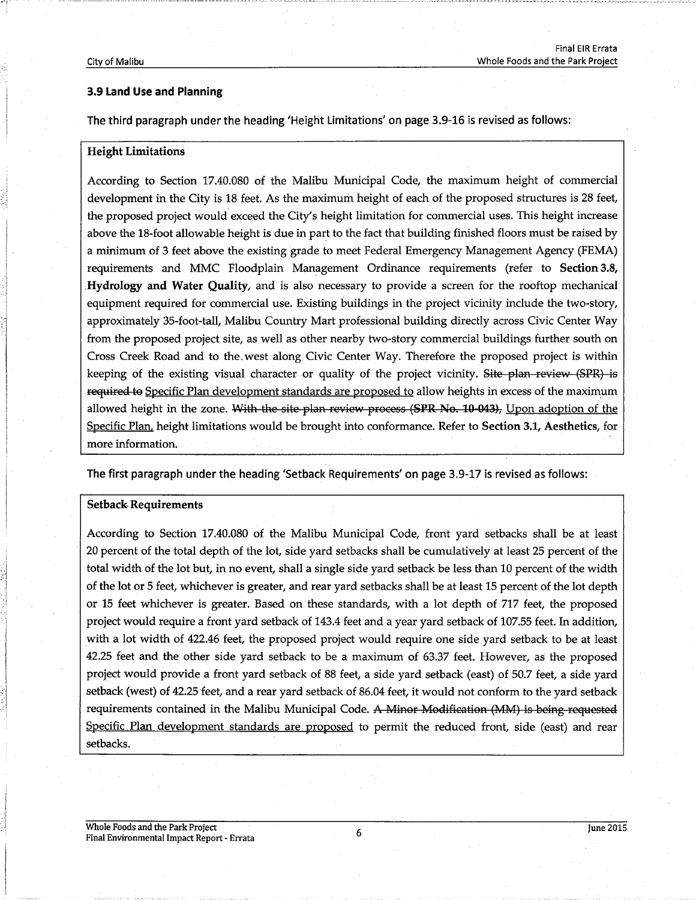## 3.9 Land Use and Planning

The third paragraph under the heading 'Height Limitations' on page 3.9-16 is revised as follows:

> **Height Limitations**
>
> According to Section 17.40.080 of the Malibu Municipal Code, the maximum height of commercial development in the City is 18 feet. As the maximum height of each of the proposed structures is 28 feet, the proposed project would exceed the City's height limitation for commercial uses. This height increase above the 18-foot allowable height is due in part to the fact that building finished floors must be raised by a minimum of 3 feet above the existing grade to meet Federal Emergency Management Agency (FEMA) requirements and MMC Floodplain Management Ordinance requirements (refer to **Section 3.8, Hydrology and Water Quality**, and is also necessary to provide a screen for the rooftop mechanical equipment required for commercial use. Existing buildings in the project vicinity include the two-story, approximately 35-foot-tall, Malibu Country Mart professional building directly across Civic Center Way from the proposed project site, as well as other nearby two-story commercial buildings further south on Cross Creek Road and to the west along Civic Center Way. Therefore the proposed project is within keeping of the existing visual character or quality of the project vicinity. ~~Site plan review (SPR) is required to~~ <u>Specific Plan development standards are proposed to</u> allow heights in excess of the maximum allowed height in the zone. ~~With the site plan review process (SPR No. 10-043),~~ <u>Upon adoption of the Specific Plan,</u> height limitations would be brought into conformance. Refer to **Section 3.1, Aesthetics**, for more information.

The first paragraph under the heading 'Setback Requirements' on page 3.9-17 is revised as follows:

> **Setback Requirements**
>
> According to Section 17.40.080 of the Malibu Municipal Code, front yard setbacks shall be at least 20 percent of the total depth of the lot, side yard setbacks shall be cumulatively at least 25 percent of the total width of the lot but, in no event, shall a single side yard setback be less than 10 percent of the width of the lot or 5 feet, whichever is greater, and rear yard setbacks shall be at least 15 percent of the lot depth or 15 feet whichever is greater. Based on these standards, with a lot depth of 717 feet, the proposed project would require a front yard setback of 143.4 feet and a year yard setback of 107.55 feet. In addition, with a lot width of 422.46 feet, the proposed project would require one side yard setback to be at least 42.25 feet and the other side yard setback to be a maximum of 63.37 feet. However, as the proposed project would provide a front yard setback of 88 feet, a side yard setback (east) of 50.7 feet, a side yard setback (west) of 42.25 feet, and a rear yard setback of 86.04 feet, it would not conform to the yard setback requirements contained in the Malibu Municipal Code. ~~A Minor Modification (MM) is being requested~~ <u>Specific Plan development standards are proposed</u> to permit the reduced front, side (east) and rear setbacks.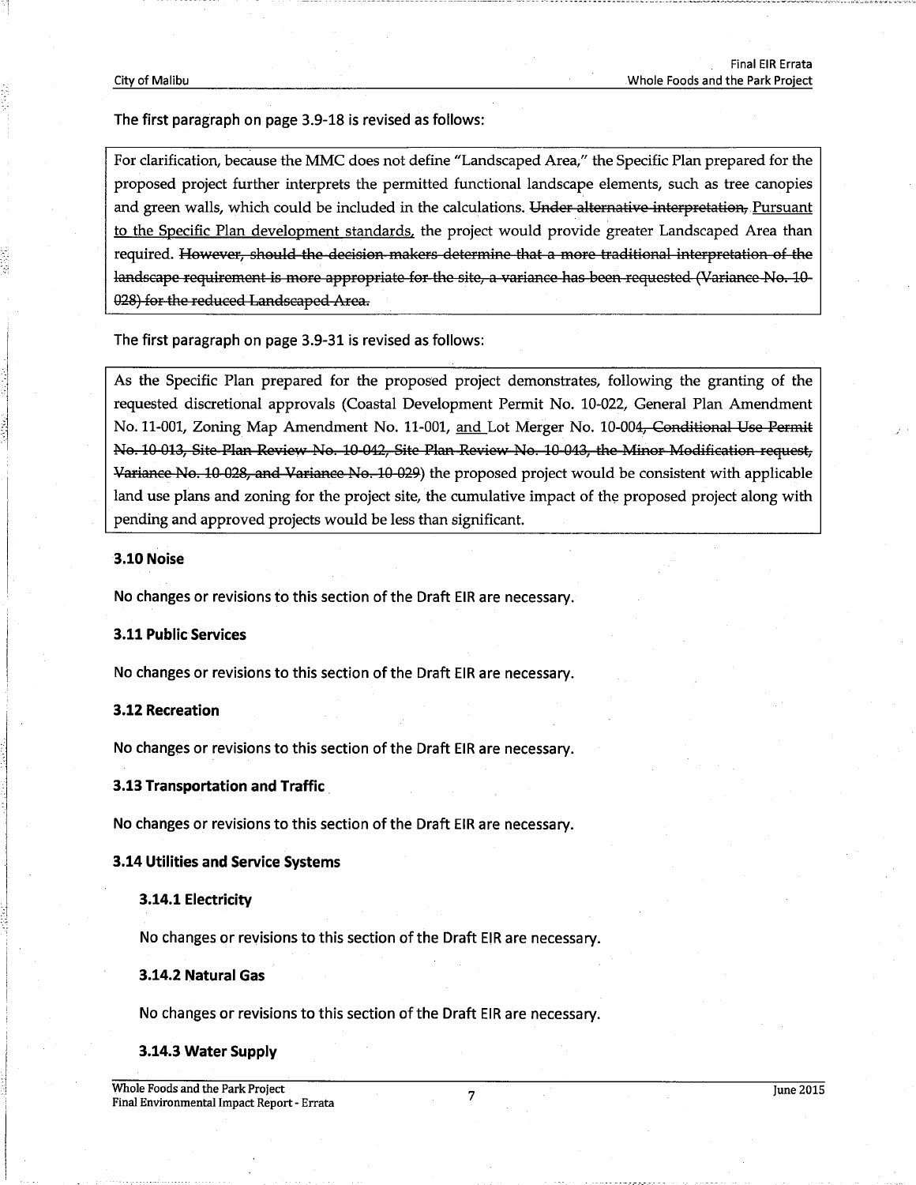The first paragraph on page 3.9-18 is revised as follows:

For clarification, because the MMC does not define "Landscaped Area," the Specific Plan prepared for the proposed project further interprets the permitted functional landscape elements, such as tree canopies and green walls, which could be included in the calculations. ~~Under alternative interpretation,~~ <u>Pursuant to the Specific Plan development standards,</u> the project would provide greater Landscaped Area than required. ~~However, should the decision makers determine that a more traditional interpretation of the landscape requirement is more appropriate for the site, a variance has been requested (Variance No. 10-028) for the reduced Landscaped Area.~~

The first paragraph on page 3.9-31 is revised as follows:

As the Specific Plan prepared for the proposed project demonstrates, following the granting of the requested discretional approvals (Coastal Development Permit No. 10-022, General Plan Amendment No. 11-001, Zoning Map Amendment No. 11-001, <u>and</u> Lot Merger No. 10-004~~, Conditional Use Permit No. 10-013, Site Plan Review No. 10-042, Site Plan Review No. 10-043, the Minor Modification request, Variance No. 10-028, and Variance No. 10-029~~) the proposed project would be consistent with applicable land use plans and zoning for the project site, the cumulative impact of the proposed project along with pending and approved projects would be less than significant.

### 3.10 Noise

No changes or revisions to this section of the Draft EIR are necessary.

### 3.11 Public Services

No changes or revisions to this section of the Draft EIR are necessary.

### 3.12 Recreation

No changes or revisions to this section of the Draft EIR are necessary.

### 3.13 Transportation and Traffic

No changes or revisions to this section of the Draft EIR are necessary.

### 3.14 Utilities and Service Systems

#### 3.14.1 Electricity

No changes or revisions to this section of the Draft EIR are necessary.

#### 3.14.2 Natural Gas

No changes or revisions to this section of the Draft EIR are necessary.

#### 3.14.3 Water Supply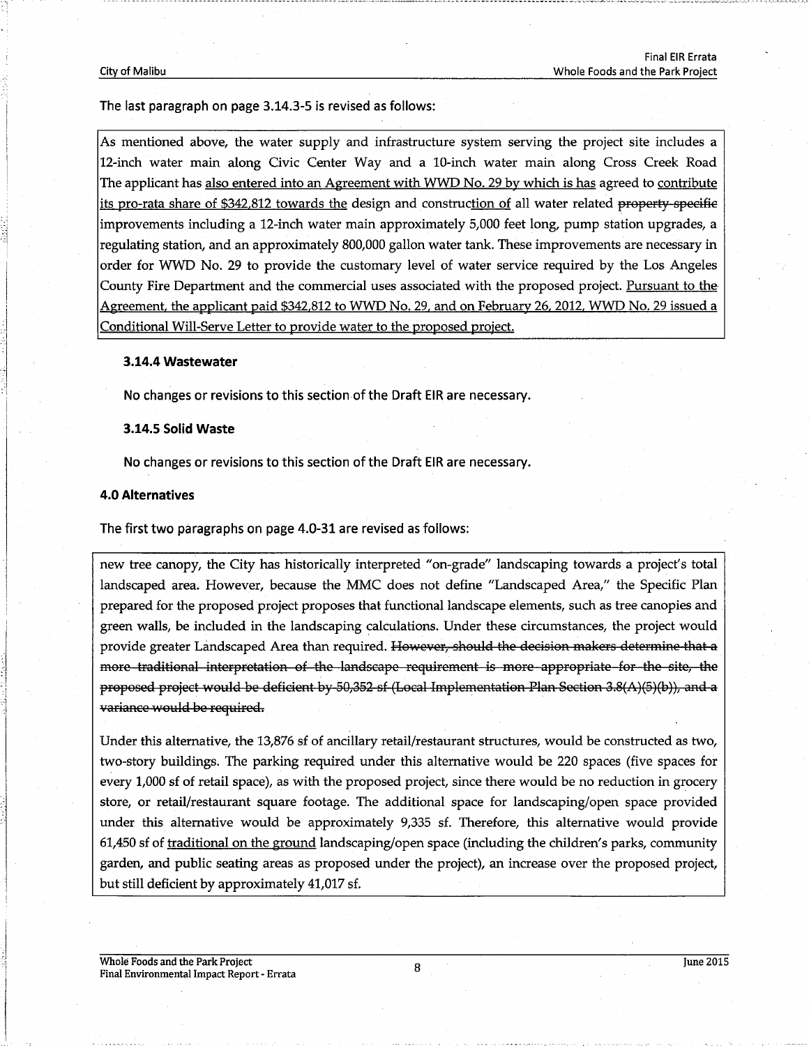The last paragraph on page 3.14.3-5 is revised as follows:

As mentioned above, the water supply and infrastructure system serving the project site includes a 12-inch water main along Civic Center Way and a 10-inch water main along Cross Creek Road The applicant has <u>also entered into an Agreement with WWD No. 29 by which is has</u> agreed to <u>contribute its pro-rata share of $342,812 towards the</u> design and construc<u>tion of</u> all water related ~~property specific~~ improvements including a 12-inch water main approximately 5,000 feet long, pump station upgrades, a regulating station, and an approximately 800,000 gallon water tank. These improvements are necessary in order for WWD No. 29 to provide the customary level of water service required by the Los Angeles County Fire Department and the commercial uses associated with the proposed project. <u>Pursuant to the Agreement, the applicant paid $342,812 to WWD No. 29, and on February 26, 2012, WWD No. 29 issued a Conditional Will-Serve Letter to provide water to the proposed project.</u>

### 3.14.4 Wastewater

No changes or revisions to this section of the Draft EIR are necessary.

### 3.14.5 Solid Waste

No changes or revisions to this section of the Draft EIR are necessary.

## 4.0 Alternatives

The first two paragraphs on page 4.0-31 are revised as follows:

new tree canopy, the City has historically interpreted "on-grade" landscaping towards a project's total landscaped area. However, because the MMC does not define "Landscaped Area," the Specific Plan prepared for the proposed project proposes that functional landscape elements, such as tree canopies and green walls, be included in the landscaping calculations. Under these circumstances, the project would provide greater Landscaped Area than required. ~~However, should the decision makers determine that a more traditional interpretation of the landscape requirement is more appropriate for the site, the proposed project would be deficient by 50,352 sf (Local Implementation Plan Section 3.8(A)(5)(b)), and a variance would be required.~~

Under this alternative, the 13,876 sf of ancillary retail/restaurant structures, would be constructed as two, two-story buildings. The parking required under this alternative would be 220 spaces (five spaces for every 1,000 sf of retail space), as with the proposed project, since there would be no reduction in grocery store, or retail/restaurant square footage. The additional space for landscaping/open space provided under this alternative would be approximately 9,335 sf. Therefore, this alternative would provide 61,450 sf of <u>traditional on the ground</u> landscaping/open space (including the children's parks, community garden, and public seating areas as proposed under the project), an increase over the proposed project, but still deficient by approximately 41,017 sf.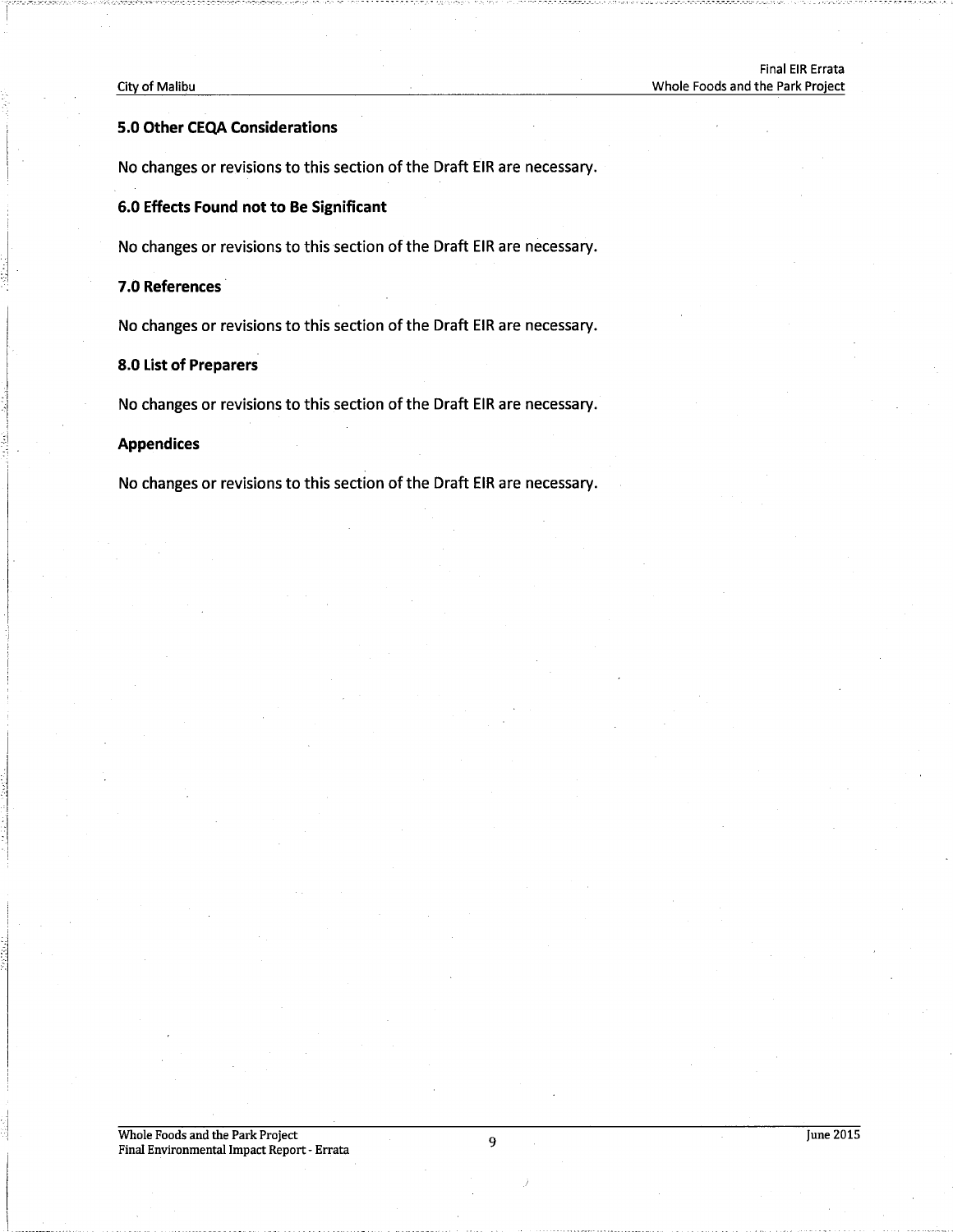### 5.0 Other CEQA Considerations

No changes or revisions to this section of the Draft EIR are necessary.

### 6.0 Effects Found not to Be Significant

No changes or revisions to this section of the Draft EIR are necessary.

### 7.0 References

No changes or revisions to this section of the Draft EIR are necessary.

### 8.0 List of Preparers

No changes or revisions to this section of the Draft EIR are necessary.

### Appendices

No changes or revisions to this section of the Draft EIR are necessary.